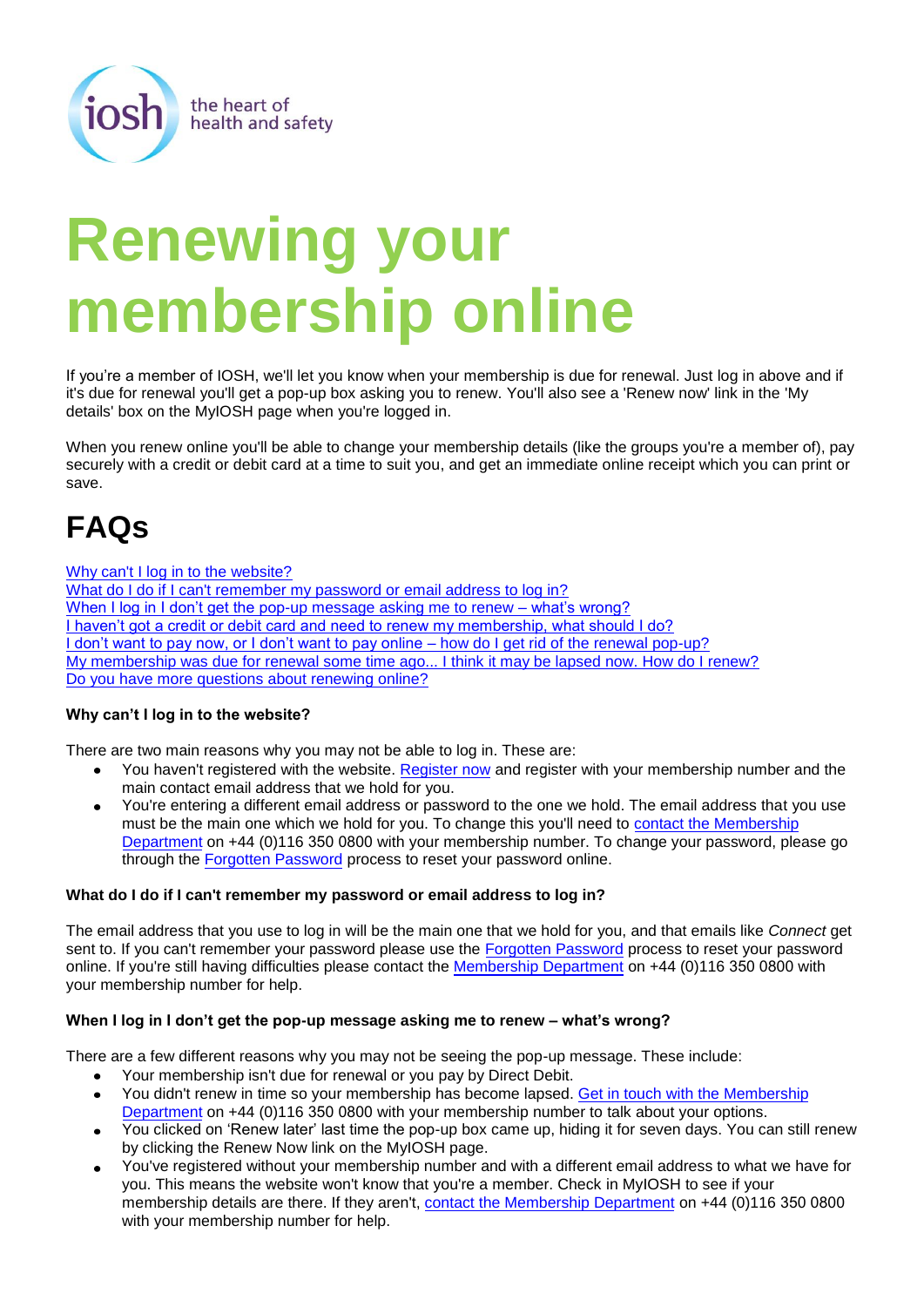iosh the heart of health and safety

# Renewing your membership online

If you're a member of IOSH, we'll let you know when your membership is due for renewal. Just log in above and if it's due for renewal you'll get a pop-up box asking you to renew. You'll also see a 'Renew now' link in the 'My details' box on the MyIOSH page when you're logged in.

When you renew online you'll be able to change your membership details (like the groups you're a member of), pay securely with a credit or debit card at a time to suit you, and get an immediate online receipt which you can print or save.

## FAQs

[Why can't I log in to the website?](#)
[What do I do if I can't remember my password or email address to log in?](#)
[When I log in I don't get the pop-up message asking me to renew – what's wrong?](#)
[I haven't got a credit or debit card and need to renew my membership, what should I do?](#)
[I don't want to pay now, or I don't want to pay online – how do I get rid of the renewal pop-up?](#)
[My membership was due for renewal some time ago... I think it may be lapsed now. How do I renew?](#)
[Do you have more questions about renewing online?](#)

**Why can't I log in to the website?**

There are two main reasons why you may not be able to log in. These are:

- You haven't registered with the website. Register now and register with your membership number and the main contact email address that we hold for you.
- You're entering a different email address or password to the one we hold. The email address that you use must be the main one which we hold for you. To change this you'll need to contact the Membership Department on +44 (0)116 350 0800 with your membership number. To change your password, please go through the Forgotten Password process to reset your password online.

**What do I do if I can't remember my password or email address to log in?**

The email address that you use to log in will be the main one that we hold for you, and that emails like *Connect* get sent to. If you can't remember your password please use the Forgotten Password process to reset your password online. If you're still having difficulties please contact the Membership Department on +44 (0)116 350 0800 with your membership number for help.

**When I log in I don't get the pop-up message asking me to renew – what's wrong?**

There are a few different reasons why you may not be seeing the pop-up message. These include:

- Your membership isn't due for renewal or you pay by Direct Debit.
- You didn't renew in time so your membership has become lapsed. Get in touch with the Membership Department on +44 (0)116 350 0800 with your membership number to talk about your options.
- You clicked on 'Renew later' last time the pop-up box came up, hiding it for seven days. You can still renew by clicking the Renew Now link on the MyIOSH page.
- You've registered without your membership number and with a different email address to what we have for you. This means the website won't know that you're a member. Check in MyIOSH to see if your membership details are there. If they aren't, contact the Membership Department on +44 (0)116 350 0800 with your membership number for help.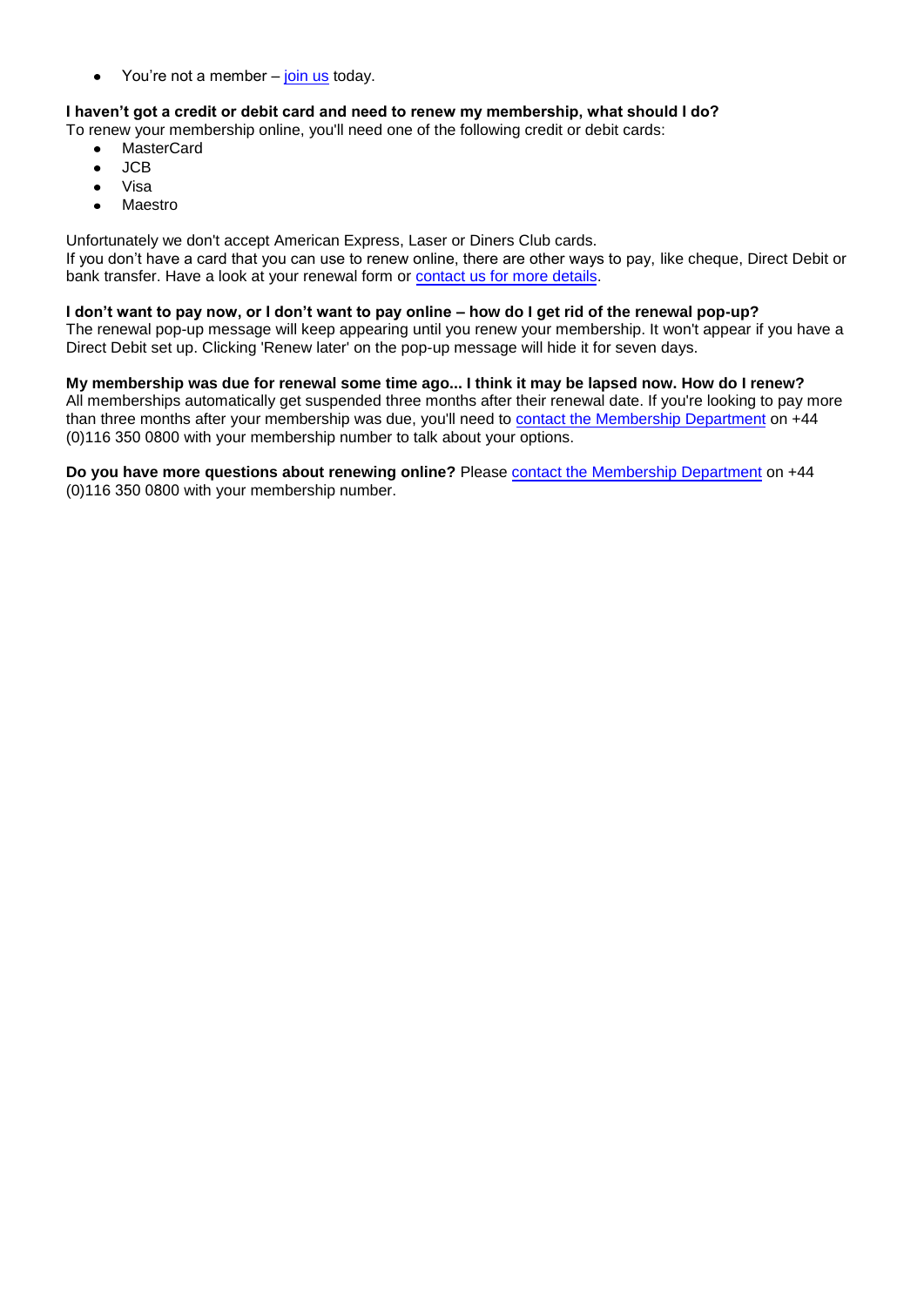- You're not a member – join us today.

**I haven't got a credit or debit card and need to renew my membership, what should I do?**
To renew your membership online, you'll need one of the following credit or debit cards:

- MasterCard
- JCB
- Visa
- Maestro

Unfortunately we don't accept American Express, Laser or Diners Club cards.
If you don't have a card that you can use to renew online, there are other ways to pay, like cheque, Direct Debit or bank transfer. Have a look at your renewal form or contact us for more details.

**I don't want to pay now, or I don't want to pay online – how do I get rid of the renewal pop-up?**
The renewal pop-up message will keep appearing until you renew your membership. It won't appear if you have a Direct Debit set up. Clicking 'Renew later' on the pop-up message will hide it for seven days.

**My membership was due for renewal some time ago... I think it may be lapsed now. How do I renew?**
All memberships automatically get suspended three months after their renewal date. If you're looking to pay more than three months after your membership was due, you'll need to contact the Membership Department on +44 (0)116 350 0800 with your membership number to talk about your options.

**Do you have more questions about renewing online?** Please contact the Membership Department on +44 (0)116 350 0800 with your membership number.